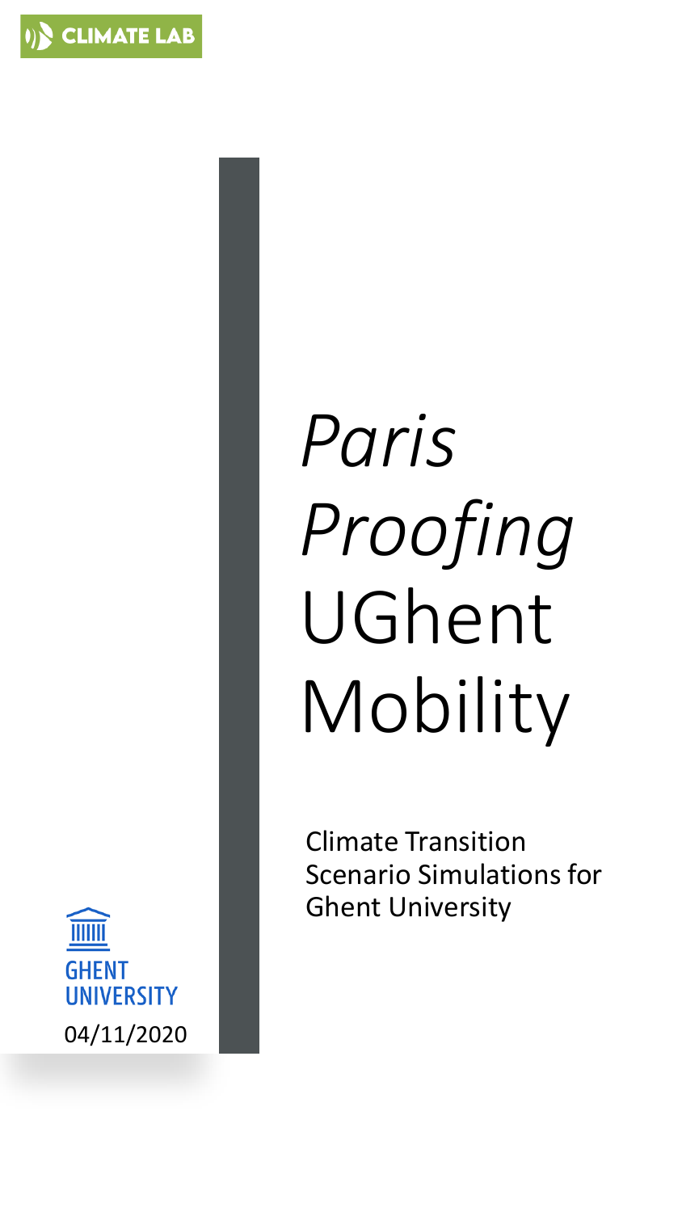CLIMATE LAB

# *Paris Proofing* UGhent Mobility

Climate Transition Scenario Simulations for Ghent University

GHENT UNIVERSITY

04/11/2020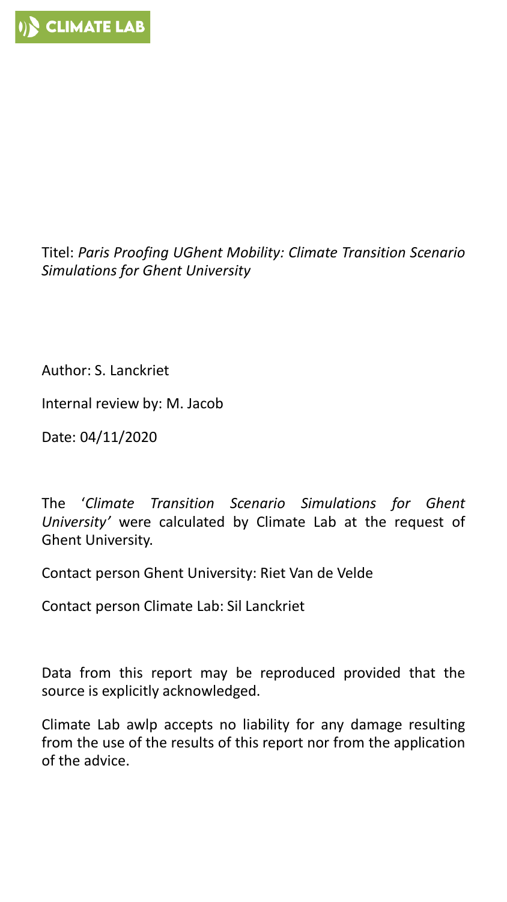CLIMATE LAB

Titel: *Paris Proofing UGhent Mobility: Climate Transition Scenario Simulations for Ghent University*

Author: S. Lanckriet

Internal review by: M. Jacob

Date: 04/11/2020

The '*Climate Transition Scenario Simulations for Ghent University'* were calculated by Climate Lab at the request of Ghent University.

Contact person Ghent University: Riet Van de Velde

Contact person Climate Lab: Sil Lanckriet

Data from this report may be reproduced provided that the source is explicitly acknowledged.

Climate Lab awlp accepts no liability for any damage resulting from the use of the results of this report nor from the application of the advice.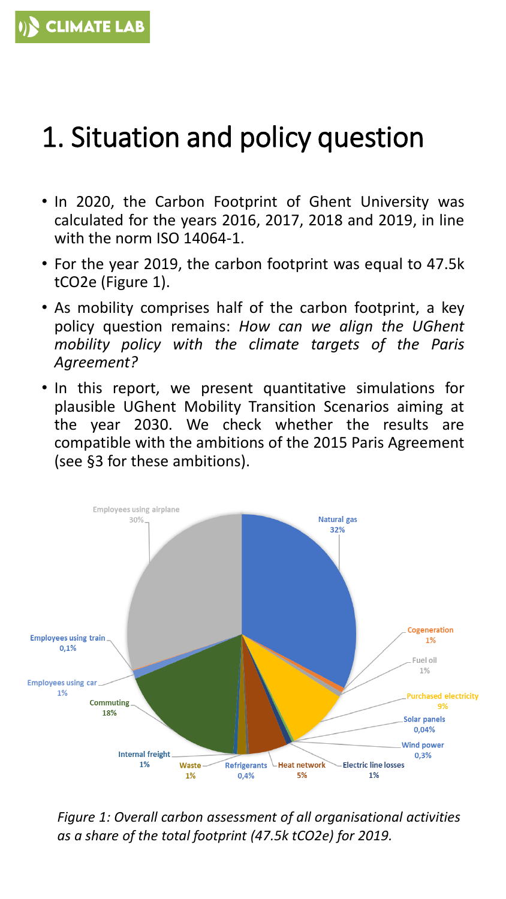# 1. Situation and policy question

- In 2020, the Carbon Footprint of Ghent University was calculated for the years 2016, 2017, 2018 and 2019, in line with the norm ISO 14064-1.
- For the year 2019, the carbon footprint was equal to 47.5k tCO2e (Figure 1).
- As mobility comprises half of the carbon footprint, a key policy question remains: *How can we align the UGhent mobility policy with the climate targets of the Paris Agreement?*
- In this report, we present quantitative simulations for plausible UGhent Mobility Transition Scenarios aiming at the year 2030. We check whether the results are compatible with the ambitions of the 2015 Paris Agreement (see §3 for these ambitions).

Employees using airplane 30%; Natural gas 32%; Cogeneration 1%; Fuel oil 1%; Purchased electricity 9%; Solar panels 0,04%; Wind power 0,3%; Electric line losses 1%; Heat network 5%; Refrigerants 0,4%; Waste 1%; Internal freight 1%; Commuting 18%; Employees using car 1%; Employees using train 0,1%

*Figure 1: Overall carbon assessment of all organisational activities as a share of the total footprint (47.5k tCO2e) for 2019.*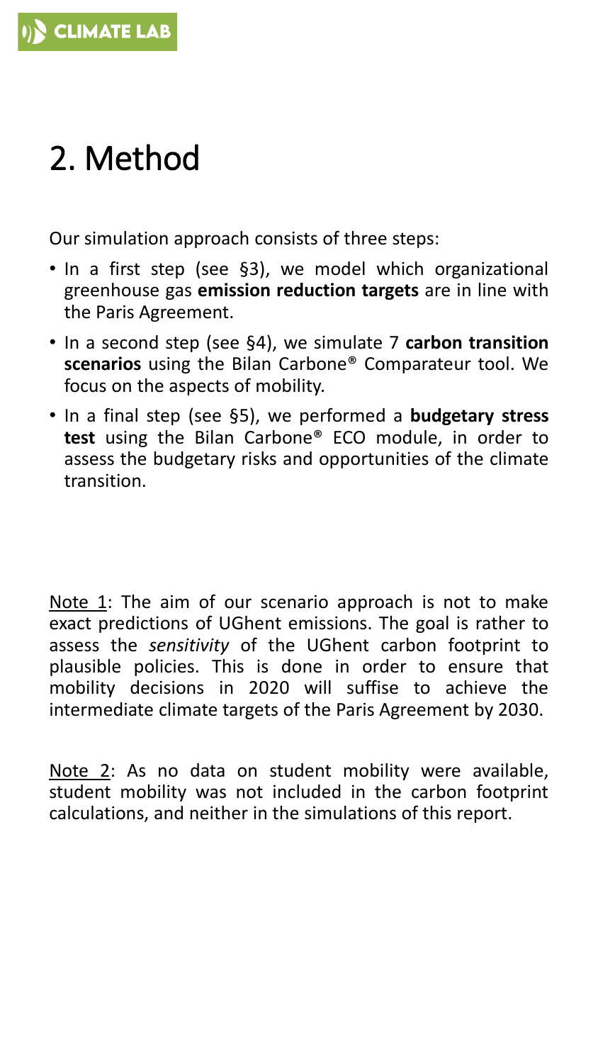# 2. Method

Our simulation approach consists of three steps:

- In a first step (see §3), we model which organizational greenhouse gas **emission reduction targets** are in line with the Paris Agreement.
- In a second step (see §4), we simulate 7 **carbon transition scenarios** using the Bilan Carbone® Comparateur tool. We focus on the aspects of mobility.
- In a final step (see §5), we performed a **budgetary stress test** using the Bilan Carbone® ECO module, in order to assess the budgetary risks and opportunities of the climate transition.

Note 1: The aim of our scenario approach is not to make exact predictions of UGhent emissions. The goal is rather to assess the *sensitivity* of the UGhent carbon footprint to plausible policies. This is done in order to ensure that mobility decisions in 2020 will suffise to achieve the intermediate climate targets of the Paris Agreement by 2030.

Note 2: As no data on student mobility were available, student mobility was not included in the carbon footprint calculations, and neither in the simulations of this report.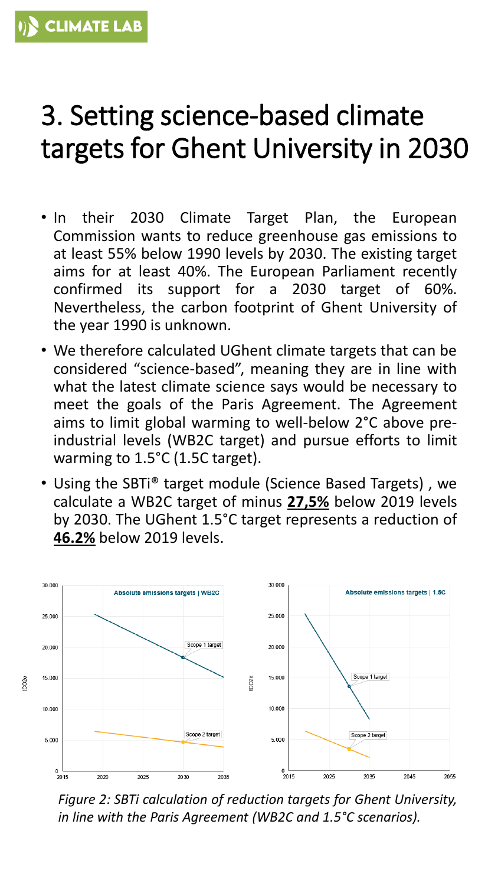# 3. Setting science-based climate targets for Ghent University in 2030

- In their 2030 Climate Target Plan, the European Commission wants to reduce greenhouse gas emissions to at least 55% below 1990 levels by 2030. The existing target aims for at least 40%. The European Parliament recently confirmed its support for a 2030 target of 60%. Nevertheless, the carbon footprint of Ghent University of the year 1990 is unknown.
- We therefore calculated UGhent climate targets that can be considered "science-based", meaning they are in line with what the latest climate science says would be necessary to meet the goals of the Paris Agreement. The Agreement aims to limit global warming to well-below 2°C above pre-industrial levels (WB2C target) and pursue efforts to limit warming to 1.5°C (1.5C target).
- Using the SBTi® target module (Science Based Targets) , we calculate a WB2C target of minus **<u>27,5%</u>** below 2019 levels by 2030. The UGhent 1.5°C target represents a reduction of **<u>46.2%</u>** below 2019 levels.

*Figure 2: SBTi calculation of reduction targets for Ghent University, in line with the Paris Agreement (WB2C and 1.5°C scenarios).*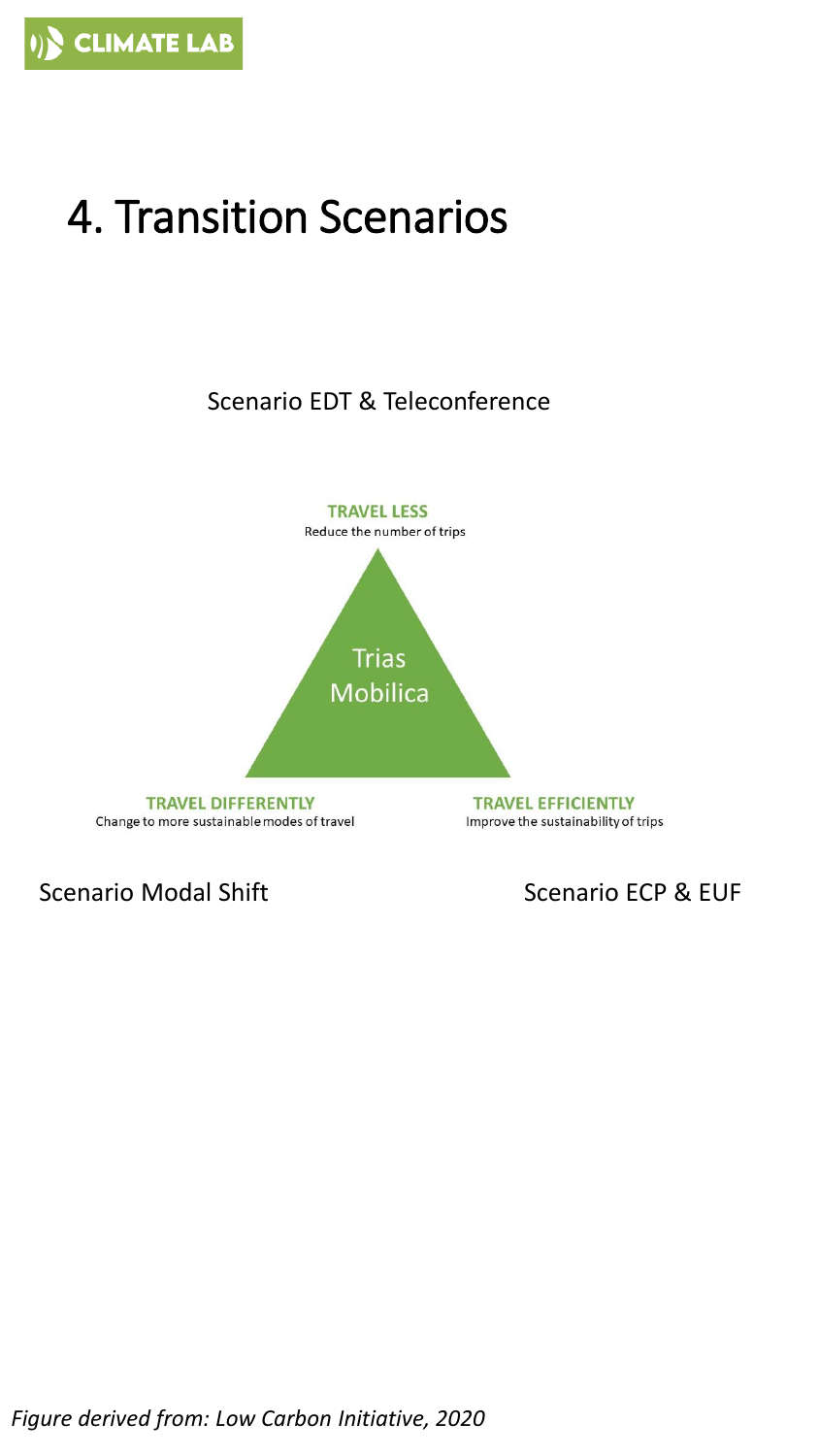# 4. Transition Scenarios

Scenario EDT & Teleconference

**TRAVEL LESS**
Reduce the number of trips

Trias Mobilica

**TRAVEL DIFFERENTLY**
Change to more sustainable modes of travel

**TRAVEL EFFICIENTLY**
Improve the sustainability of trips

Scenario Modal Shift

Scenario ECP & EUF

*Figure derived from: Low Carbon Initiative, 2020*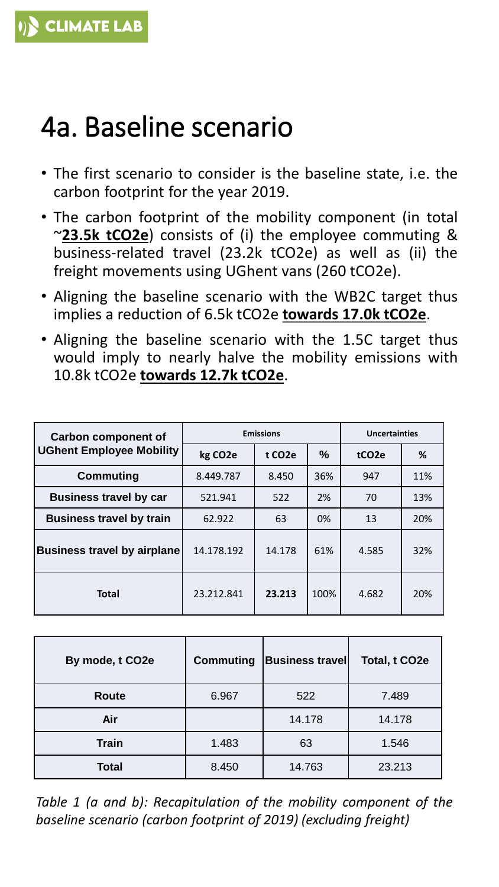# 4a. Baseline scenario

- The first scenario to consider is the baseline state, i.e. the carbon footprint for the year 2019.
- The carbon footprint of the mobility component (in total ~**23.5k tCO2e**) consists of (i) the employee commuting & business-related travel (23.2k tCO2e) as well as (ii) the freight movements using UGhent vans (260 tCO2e).
- Aligning the baseline scenario with the WB2C target thus implies a reduction of 6.5k tCO2e **towards 17.0k tCO2e**.
- Aligning the baseline scenario with the 1.5C target thus would imply to nearly halve the mobility emissions with 10.8k tCO2e **towards 12.7k tCO2e**.

| Carbon component of UGhent Employee Mobility | Emissions | | | Uncertainties | |
|---|---|---|---|---|---|
| | kg CO2e | t CO2e | % | tCO2e | % |
| **Commuting** | 8.449.787 | 8.450 | 36% | 947 | 11% |
| **Business travel by car** | 521.941 | 522 | 2% | 70 | 13% |
| **Business travel by train** | 62.922 | 63 | 0% | 13 | 20% |
| **Business travel by airplane** | 14.178.192 | 14.178 | 61% | 4.585 | 32% |
| **Total** | 23.212.841 | **23.213** | 100% | 4.682 | 20% |

| By mode, t CO2e | Commuting | Business travel | Total, t CO2e |
|---|---|---|---|
| **Route** | 6.967 | 522 | 7.489 |
| **Air** | | 14.178 | 14.178 |
| **Train** | 1.483 | 63 | 1.546 |
| **Total** | 8.450 | 14.763 | 23.213 |

*Table 1 (a and b): Recapitulation of the mobility component of the baseline scenario (carbon footprint of 2019) (excluding freight)*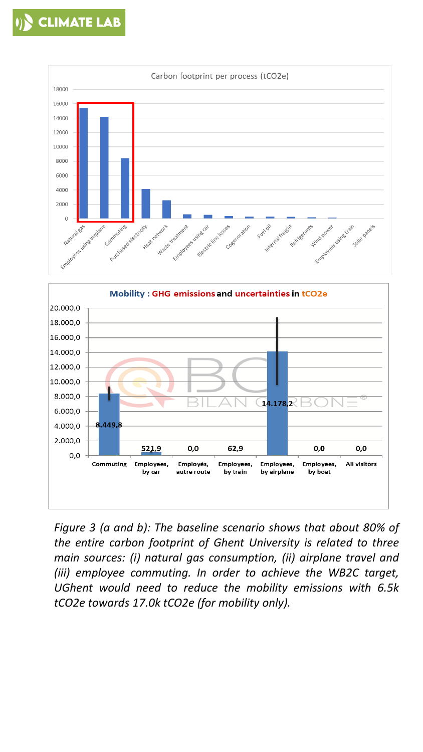*Figure 3 (a and b): The baseline scenario shows that about 80% of the entire carbon footprint of Ghent University is related to three main sources: (i) natural gas consumption, (ii) airplane travel and (iii) employee commuting. In order to achieve the WB2C target, UGhent would need to reduce the mobility emissions with 6.5k tCO2e towards 17.0k tCO2e (for mobility only).*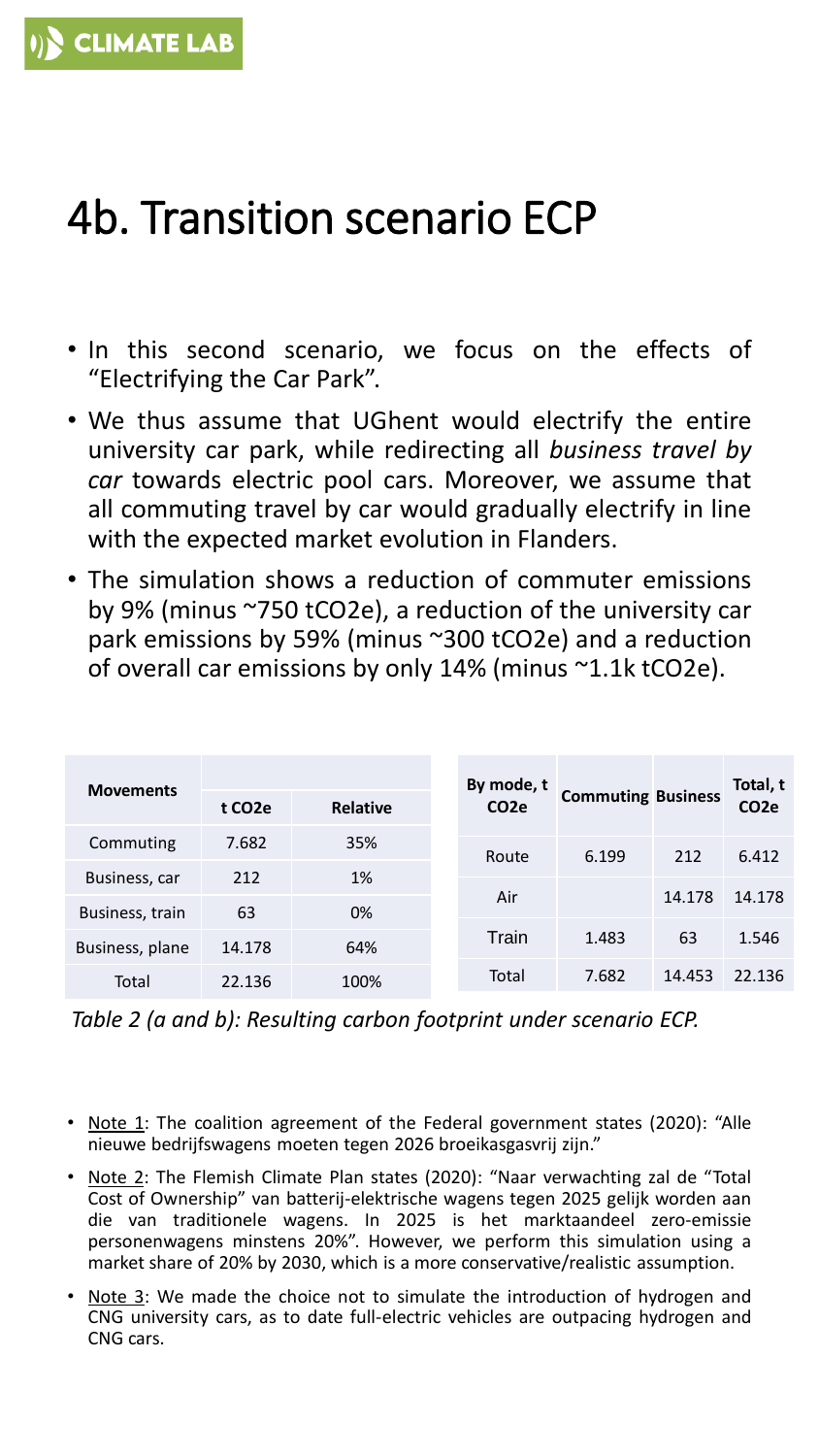# 4b. Transition scenario ECP

- In this second scenario, we focus on the effects of "Electrifying the Car Park".
- We thus assume that UGhent would electrify the entire university car park, while redirecting all *business travel by car* towards electric pool cars. Moreover, we assume that all commuting travel by car would gradually electrify in line with the expected market evolution in Flanders.
- The simulation shows a reduction of commuter emissions by 9% (minus ~750 $tCO_2e$), a reduction of the university car park emissions by 59% (minus ~300 $tCO_2e$) and a reduction of overall car emissions by only 14% (minus ~1.1k $tCO_2e$).

| Movements | t $CO_2e$ | Relative |
|---|---|---|
| Commuting | 7.682 | 35% |
| Business, car | 212 | 1% |
| Business, train | 63 | 0% |
| Business, plane | 14.178 | 64% |
| Total | 22.136 | 100% |

| By mode, t $CO_2e$ | Commuting | Business | Total, t $CO_2e$ |
|---|---|---|---|
| Route | 6.199 | 212 | 6.412 |
| Air | | 14.178 | 14.178 |
| Train | 1.483 | 63 | 1.546 |
| Total | 7.682 | 14.453 | 22.136 |

*Table 2 (a and b): Resulting carbon footprint under scenario ECP.*

- Note 1: The coalition agreement of the Federal government states (2020): "Alle nieuwe bedrijfswagens moeten tegen 2026 broeikasgasvrij zijn."
- Note 2: The Flemish Climate Plan states (2020): "Naar verwachting zal de "Total Cost of Ownership" van batterij-elektrische wagens tegen 2025 gelijk worden aan die van traditionele wagens. In 2025 is het marktaandeel zero-emissie personenwagens minstens 20%". However, we perform this simulation using a market share of 20% by 2030, which is a more conservative/realistic assumption.
- Note 3: We made the choice not to simulate the introduction of hydrogen and CNG university cars, as to date full-electric vehicles are outpacing hydrogen and CNG cars.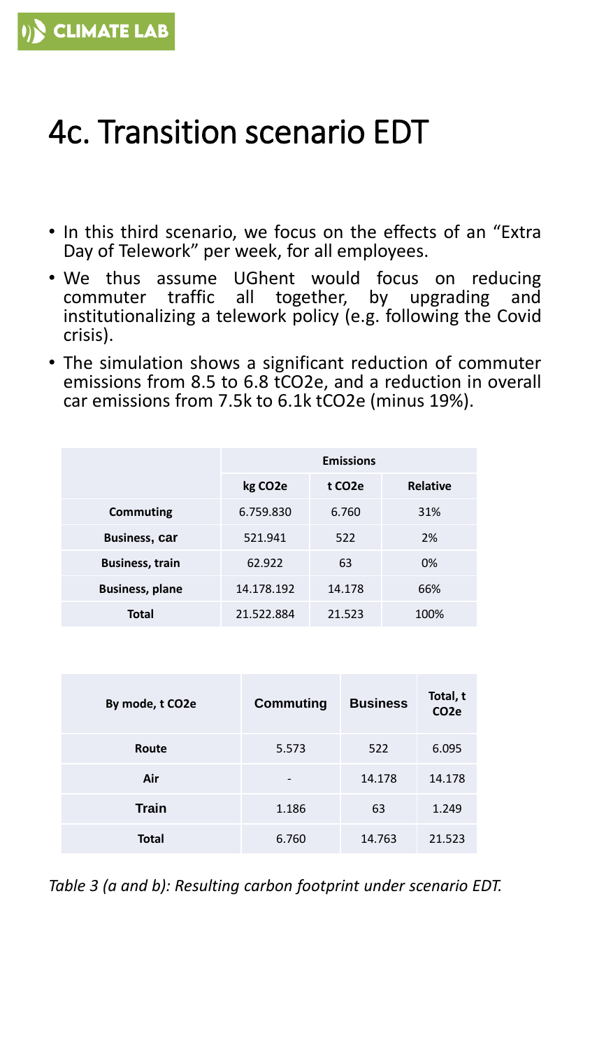# 4c. Transition scenario EDT

- In this third scenario, we focus on the effects of an "Extra Day of Telework" per week, for all employees.
- We thus assume UGhent would focus on reducing commuter traffic all together, by upgrading and institutionalizing a telework policy (e.g. following the Covid crisis).
- The simulation shows a significant reduction of commuter emissions from 8.5 to 6.8 tCO2e, and a reduction in overall car emissions from 7.5k to 6.1k tCO2e (minus 19%).

| | Emissions | | |
|---|---|---|---|
| | **kg CO2e** | **t CO2e** | **Relative** |
| **Commuting** | 6.759.830 | 6.760 | 31% |
| **Business, car** | 521.941 | 522 | 2% |
| **Business, train** | 62.922 | 63 | 0% |
| **Business, plane** | 14.178.192 | 14.178 | 66% |
| **Total** | 21.522.884 | 21.523 | 100% |

| By mode, t CO2e | Commuting | Business | Total, t CO2e |
|---|---|---|---|
| **Route** | 5.573 | 522 | 6.095 |
| **Air** | - | 14.178 | 14.178 |
| **Train** | 1.186 | 63 | 1.249 |
| **Total** | 6.760 | 14.763 | 21.523 |

*Table 3 (a and b): Resulting carbon footprint under scenario EDT.*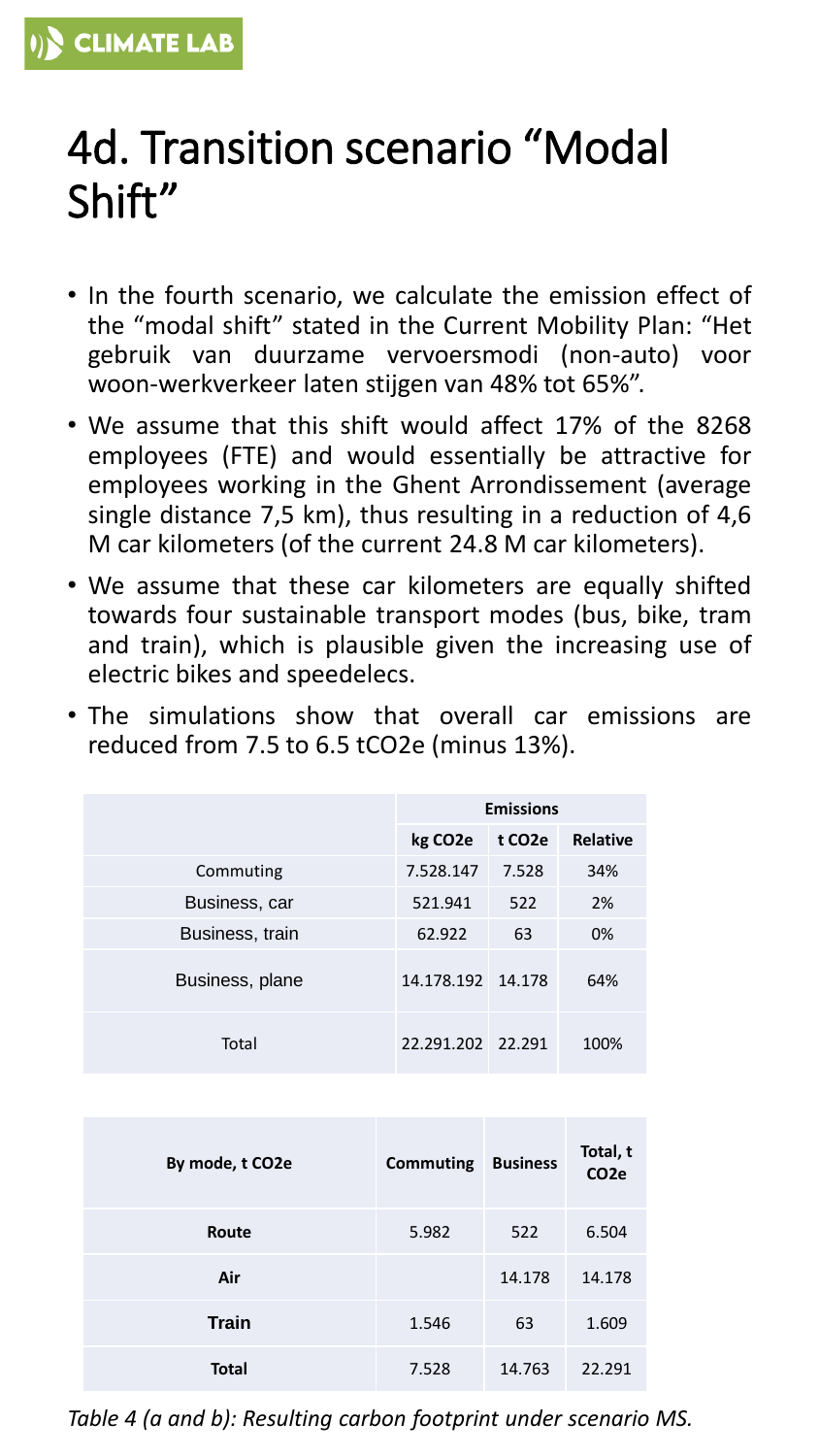# 4d. Transition scenario "Modal Shift"

- In the fourth scenario, we calculate the emission effect of the "modal shift" stated in the Current Mobility Plan: "Het gebruik van duurzame vervoersmodi (non-auto) voor woon-werkverkeer laten stijgen van 48% tot 65%".
- We assume that this shift would affect 17% of the 8268 employees (FTE) and would essentially be attractive for employees working in the Ghent Arrondissement (average single distance 7,5 km), thus resulting in a reduction of 4,6 M car kilometers (of the current 24.8 M car kilometers).
- We assume that these car kilometers are equally shifted towards four sustainable transport modes (bus, bike, tram and train), which is plausible given the increasing use of electric bikes and speedelecs.
- The simulations show that overall car emissions are reduced from 7.5 to 6.5 tCO2e (minus 13%).

| | Emissions | | |
|---|---|---|---|
| | kg CO2e | t CO2e | Relative |
| Commuting | 7.528.147 | 7.528 | 34% |
| Business, car | 521.941 | 522 | 2% |
| Business, train | 62.922 | 63 | 0% |
| Business, plane | 14.178.192 | 14.178 | 64% |
| Total | 22.291.202 | 22.291 | 100% |

| By mode, t CO2e | Commuting | Business | Total, t CO2e |
|---|---|---|---|
| **Route** | 5.982 | 522 | 6.504 |
| **Air** | | 14.178 | 14.178 |
| **Train** | 1.546 | 63 | 1.609 |
| **Total** | 7.528 | 14.763 | 22.291 |

*Table 4 (a and b): Resulting carbon footprint under scenario MS.*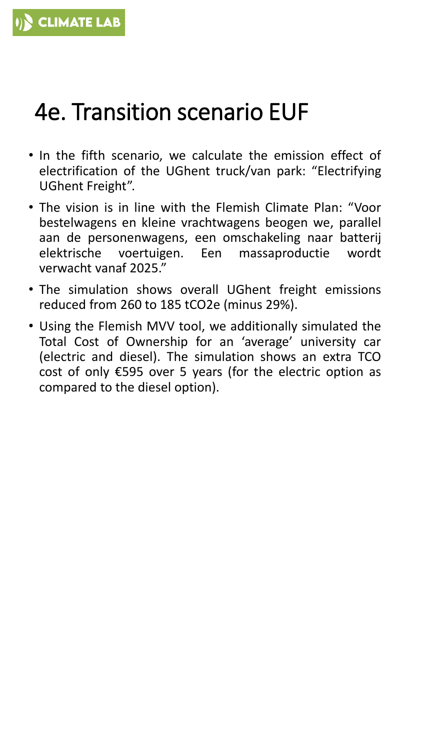# 4e. Transition scenario EUF

- In the fifth scenario, we calculate the emission effect of electrification of the UGhent truck/van park: “Electrifying UGhent Freight”.
- The vision is in line with the Flemish Climate Plan: “Voor bestelwagens en kleine vrachtwagens beogen we, parallel aan de personenwagens, een omschakeling naar batterij elektrische voertuigen. Een massaproductie wordt verwacht vanaf 2025.”
- The simulation shows overall UGhent freight emissions reduced from 260 to 185 tCO2e (minus 29%).
- Using the Flemish MVV tool, we additionally simulated the Total Cost of Ownership for an ‘average’ university car (electric and diesel). The simulation shows an extra TCO cost of only €595 over 5 years (for the electric option as compared to the diesel option).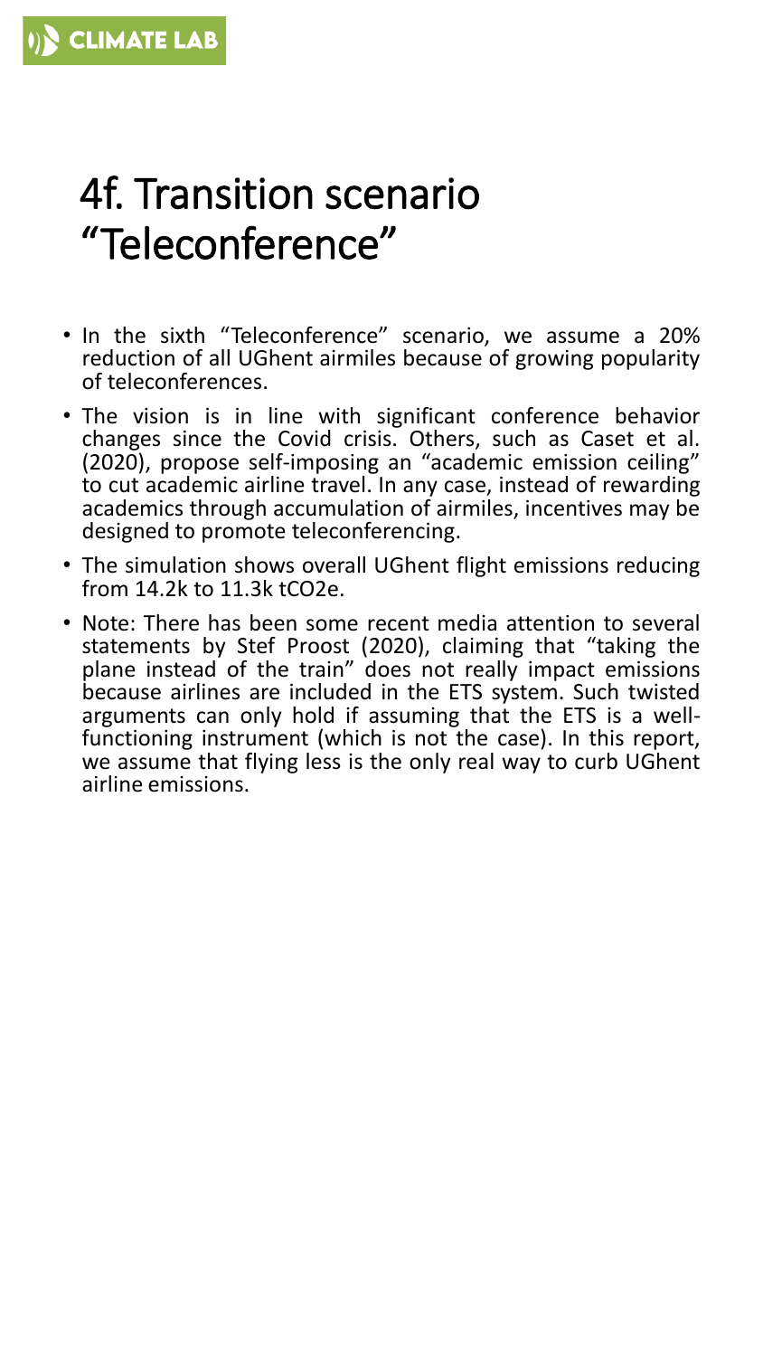# 4f. Transition scenario "Teleconference"

- In the sixth "Teleconference" scenario, we assume a 20% reduction of all UGhent airmiles because of growing popularity of teleconferences.
- The vision is in line with significant conference behavior changes since the Covid crisis. Others, such as Caset et al. (2020), propose self-imposing an "academic emission ceiling" to cut academic airline travel. In any case, instead of rewarding academics through accumulation of airmiles, incentives may be designed to promote teleconferencing.
- The simulation shows overall UGhent flight emissions reducing from 14.2k to 11.3k $tCO_2e$.
- Note: There has been some recent media attention to several statements by Stef Proost (2020), claiming that "taking the plane instead of the train" does not really impact emissions because airlines are included in the ETS system. Such twisted arguments can only hold if assuming that the ETS is a well-functioning instrument (which is not the case). In this report, we assume that flying less is the only real way to curb UGhent airline emissions.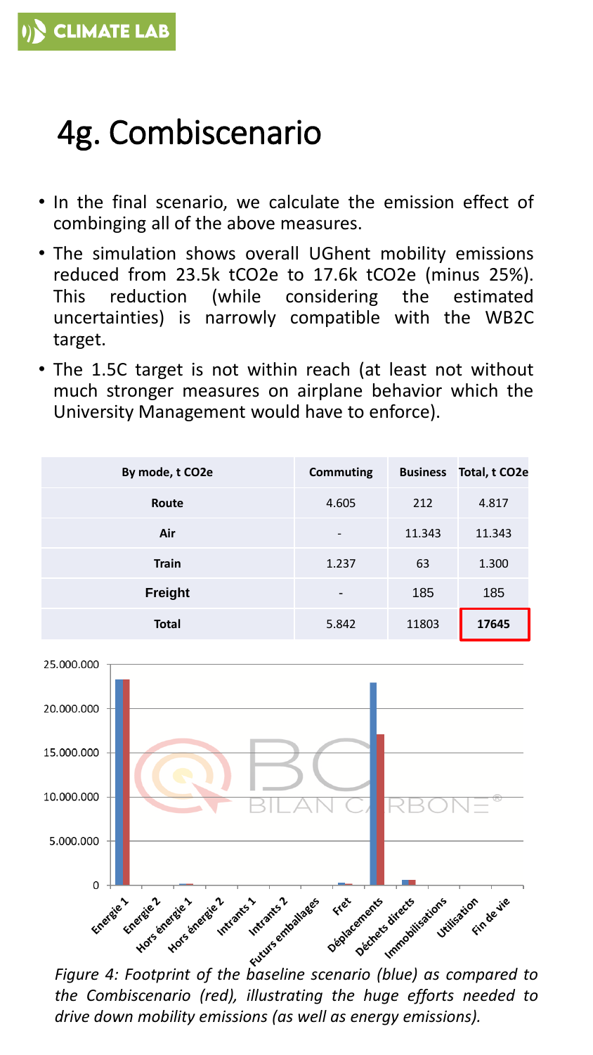# 4g. Combiscenario

- In the final scenario, we calculate the emission effect of combinging all of the above measures.
- The simulation shows overall UGhent mobility emissions reduced from 23.5k tCO2e to 17.6k tCO2e (minus 25%). This reduction (while considering the estimated uncertainties) is narrowly compatible with the WB2C target.
- The 1.5C target is not within reach (at least not without much stronger measures on airplane behavior which the University Management would have to enforce).

| By mode, t CO2e | Commuting | Business | Total, t CO2e |
|---|---|---|---|
| Route | 4.605 | 212 | 4.817 |
| Air | - | 11.343 | 11.343 |
| Train | 1.237 | 63 | 1.300 |
| Freight | - | 185 | 185 |
| Total | 5.842 | 11803 | **17645** |

*Figure 4: Footprint of the baseline scenario (blue) as compared to the Combiscenario (red), illustrating the huge efforts needed to drive down mobility emissions (as well as energy emissions).*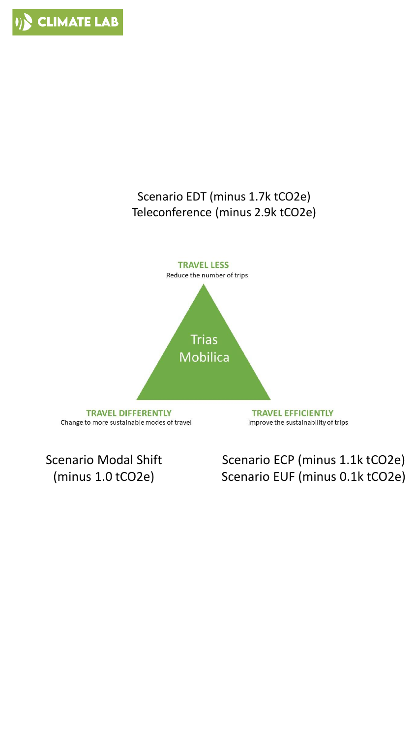Scenario EDT (minus 1.7k $tCO_2e$)
Teleconference (minus 2.9k $tCO_2e$)

**TRAVEL LESS**
Reduce the number of trips

Trias
Mobilica

**TRAVEL DIFFERENTLY**
Change to more sustainable modes of travel

**TRAVEL EFFICIENTLY**
Improve the sustainability of trips

Scenario Modal Shift
(minus 1.0 $tCO_2e$)

Scenario ECP (minus 1.1k $tCO_2e$)
Scenario EUF (minus 0.1k $tCO_2e$)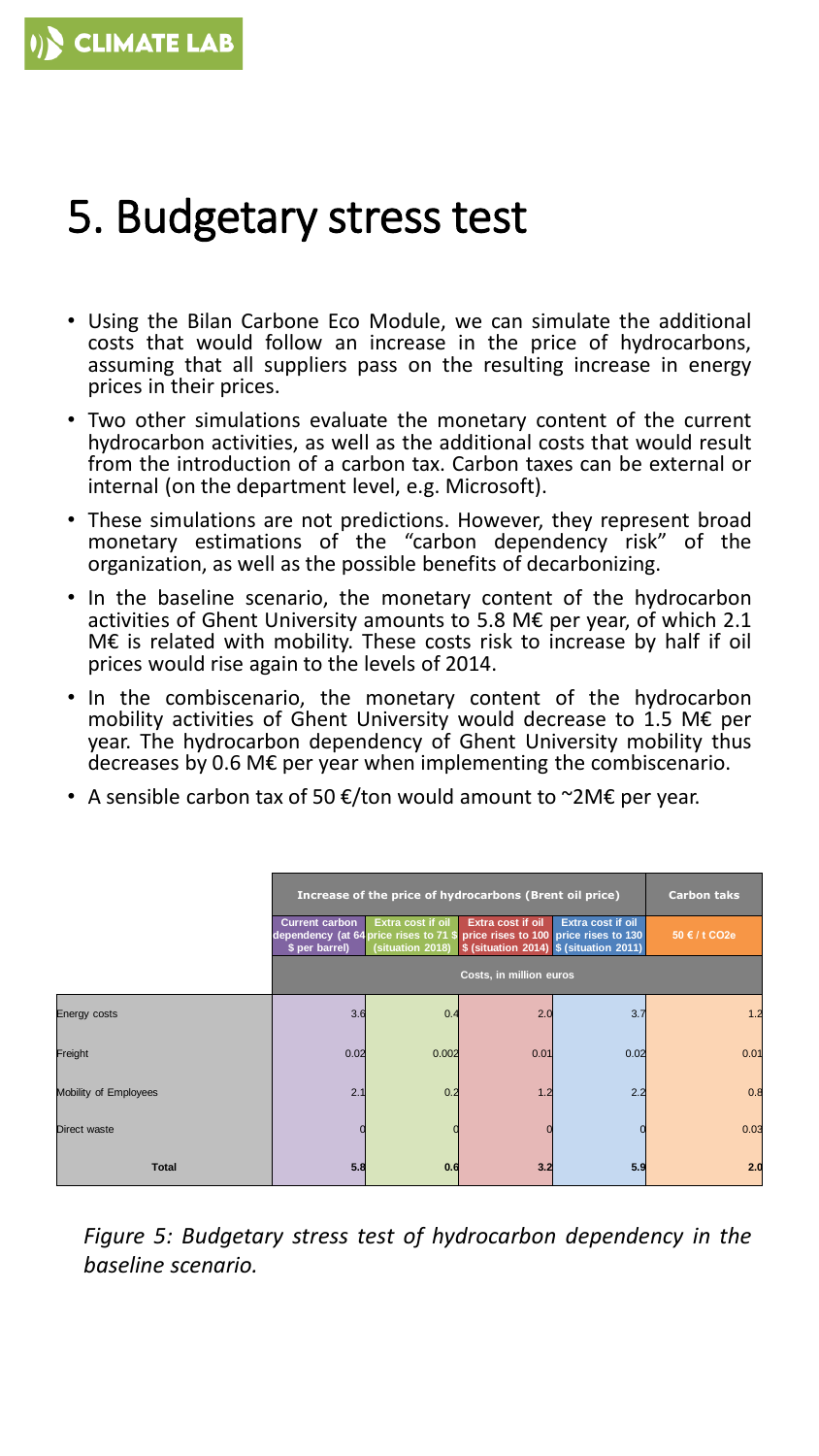# 5. Budgetary stress test

- Using the Bilan Carbone Eco Module, we can simulate the additional costs that would follow an increase in the price of hydrocarbons, assuming that all suppliers pass on the resulting increase in energy prices in their prices.
- Two other simulations evaluate the monetary content of the current hydrocarbon activities, as well as the additional costs that would result from the introduction of a carbon tax. Carbon taxes can be external or internal (on the department level, e.g. Microsoft).
- These simulations are not predictions. However, they represent broad monetary estimations of the "carbon dependency risk" of the organization, as well as the possible benefits of decarbonizing.
- In the baseline scenario, the monetary content of the hydrocarbon activities of Ghent University amounts to 5.8 M€ per year, of which 2.1 M€ is related with mobility. These costs risk to increase by half if oil prices would rise again to the levels of 2014.
- In the combiscenario, the monetary content of the hydrocarbon mobility activities of Ghent University would decrease to 1.5 M€ per year. The hydrocarbon dependency of Ghent University mobility thus decreases by 0.6 M€ per year when implementing the combiscenario.
- A sensible carbon tax of 50 €/ton would amount to ~2M€ per year.

| | Increase of the price of hydrocarbons (Brent oil price) | | | | Carbon taks |
|---|---|---|---|---|---|
| | Current carbon dependency (at 64 $ per barrel) | Extra cost if oil price rises to 71 $ (situation 2018) | Extra cost if oil price rises to 100 $ (situation 2014) | Extra cost if oil price rises to 130 $ (situation 2011) | 50 € / t CO2e |
| | Costs, in million euros | | | | |
| Energy costs | 3.6 | 0.4 | 2.0 | 3.7 | 1.2 |
| Freight | 0.02 | 0.002 | 0.01 | 0.02 | 0.01 |
| Mobility of Employees | 2.1 | 0.2 | 1.2 | 2.2 | 0.8 |
| Direct waste | 0 | 0 | 0 | 0 | 0.03 |
| **Total** | **5.8** | **0.6** | **3.2** | **5.9** | **2.0** |

*Figure 5: Budgetary stress test of hydrocarbon dependency in the baseline scenario.*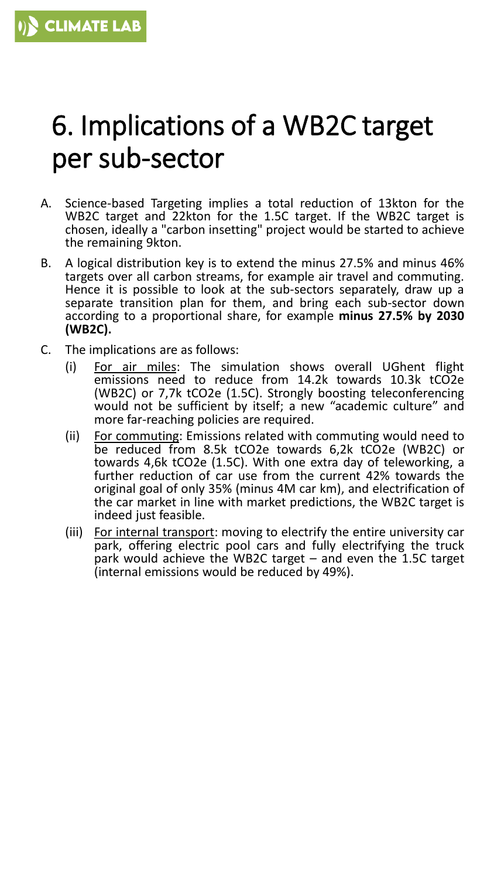# 6. Implications of a WB2C target per sub-sector

A. Science-based Targeting implies a total reduction of 13kton for the WB2C target and 22kton for the 1.5C target. If the WB2C target is chosen, ideally a "carbon insetting" project would be started to achieve the remaining 9kton.

B. A logical distribution key is to extend the minus 27.5% and minus 46% targets over all carbon streams, for example air travel and commuting. Hence it is possible to look at the sub-sectors separately, draw up a separate transition plan for them, and bring each sub-sector down according to a proportional share, for example **minus 27.5% by 2030 (WB2C).**

C. The implications are as follows:

   (i) For air miles: The simulation shows overall UGhent flight emissions need to reduce from 14.2k towards 10.3k tCO2e (WB2C) or 7,7k tCO2e (1.5C). Strongly boosting teleconferencing would not be sufficient by itself; a new “academic culture” and more far-reaching policies are required.

   (ii) For commuting: Emissions related with commuting would need to be reduced from 8.5k tCO2e towards 6,2k tCO2e (WB2C) or towards 4,6k tCO2e (1.5C). With one extra day of teleworking, a further reduction of car use from the current 42% towards the original goal of only 35% (minus 4M car km), and electrification of the car market in line with market predictions, the WB2C target is indeed just feasible.

   (iii) For internal transport: moving to electrify the entire university car park, offering electric pool cars and fully electrifying the truck park would achieve the WB2C target – and even the 1.5C target (internal emissions would be reduced by 49%).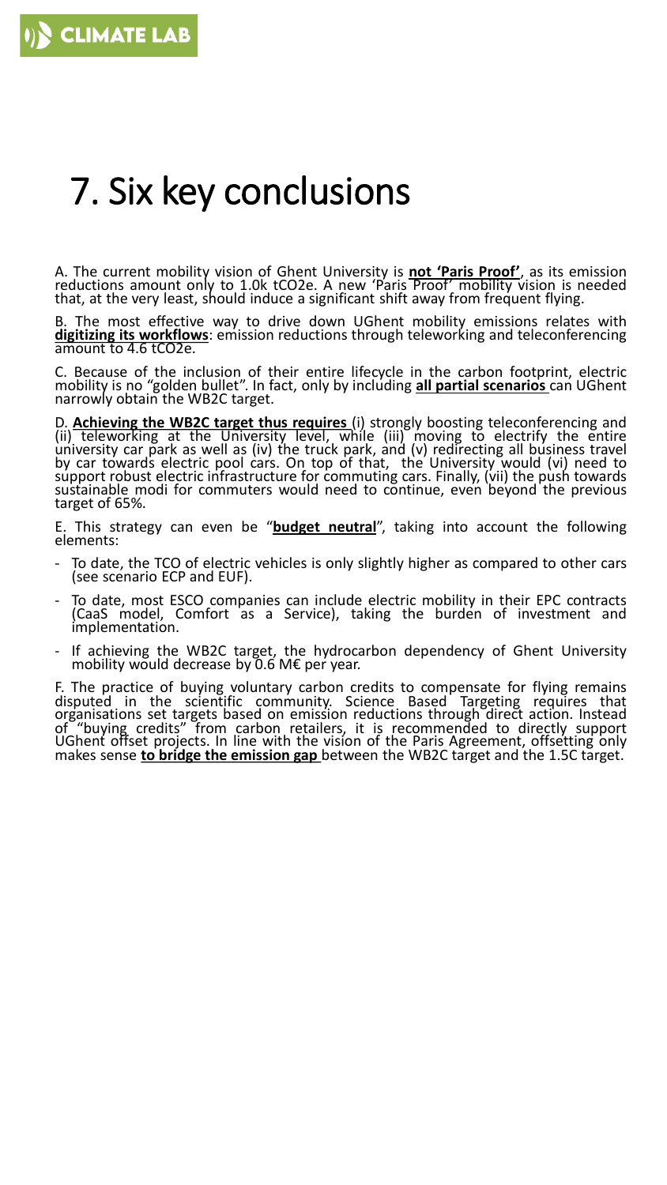# 7. Six key conclusions

A. The current mobility vision of Ghent University is **not 'Paris Proof'**, as its emission reductions amount only to 1.0k tCO2e. A new 'Paris Proof' mobility vision is needed that, at the very least, should induce a significant shift away from frequent flying.

B. The most effective way to drive down UGhent mobility emissions relates with **digitizing its workflows**: emission reductions through teleworking and teleconferencing amount to 4.6 tCO2e.

C. Because of the inclusion of their entire lifecycle in the carbon footprint, electric mobility is no "golden bullet". In fact, only by including **all partial scenarios** can UGhent narrowly obtain the WB2C target.

D. **Achieving the WB2C target thus requires** (i) strongly boosting teleconferencing and (ii) teleworking at the University level, while (iii) moving to electrify the entire university car park as well as (iv) the truck park, and (v) redirecting all business travel by car towards electric pool cars. On top of that, the University would (vi) need to support robust electric infrastructure for commuting cars. Finally, (vii) the push towards sustainable modi for commuters would need to continue, even beyond the previous target of 65%.

E. This strategy can even be "**budget neutral**", taking into account the following elements:

- To date, the TCO of electric vehicles is only slightly higher as compared to other cars (see scenario ECP and EUF).
- To date, most ESCO companies can include electric mobility in their EPC contracts (CaaS model, Comfort as a Service), taking the burden of investment and implementation.
- If achieving the WB2C target, the hydrocarbon dependency of Ghent University mobility would decrease by 0.6 M€ per year.

F. The practice of buying voluntary carbon credits to compensate for flying remains disputed in the scientific community. Science Based Targeting requires that organisations set targets based on emission reductions through direct action. Instead of "buying credits" from carbon retailers, it is recommended to directly support UGhent offset projects. In line with the vision of the Paris Agreement, offsetting only makes sense **to bridge the emission gap** between the WB2C target and the 1.5C target.